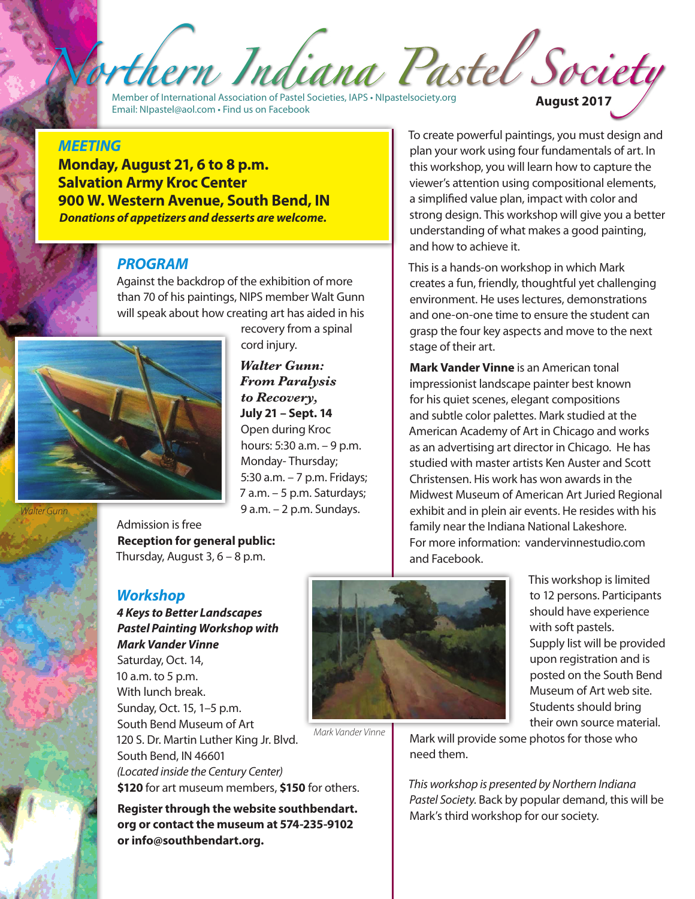# Northern Indiana Pastel Society

Member of International Association of Pastel Societies, IAPS • NIpastelsociety.org
Email: NIpastel@aol.com • Find us on Facebook

**August 2017**

## *MEETING*

**Monday, August 21, 6 to 8 p.m.**
**Salvation Army Kroc Center**
**900 W. Western Avenue, South Bend, IN**
***Donations of appetizers and desserts are welcome.***

## *PROGRAM*

Against the backdrop of the exhibition of more than 70 of his paintings, NIPS member Walt Gunn will speak about how creating art has aided in his recovery from a spinal cord injury.

*Walter Gunn*

***Walter Gunn: From Paralysis to Recovery,***
**July 21 – Sept. 14**
Open during Kroc hours: 5:30 a.m. – 9 p.m. Monday- Thursday; 5:30 a.m. – 7 p.m. Fridays; 7 a.m. – 5 p.m. Saturdays; 9 a.m. – 2 p.m. Sundays.

Admission is free
**Reception for general public:**
Thursday, August 3, 6 – 8 p.m.

## *Workshop*

***4 Keys to Better Landscapes Pastel Painting Workshop with Mark Vander Vinne***
Saturday, Oct. 14,
10 a.m. to 5 p.m.
With lunch break.
Sunday, Oct. 15, 1–5 p.m.
South Bend Museum of Art
120 S. Dr. Martin Luther King Jr. Blvd.
South Bend, IN 46601
*(Located inside the Century Center)*
**$120** for art museum members, **$150** for others.

**Register through the website southbendart.org or contact the museum at 574-235-9102 or info@southbendart.org.**

*Mark Vander Vinne*

To create powerful paintings, you must design and plan your work using four fundamentals of art. In this workshop, you will learn how to capture the viewer's attention using compositional elements, a simplified value plan, impact with color and strong design. This workshop will give you a better understanding of what makes a good painting, and how to achieve it.

This is a hands-on workshop in which Mark creates a fun, friendly, thoughtful yet challenging environment. He uses lectures, demonstrations and one-on-one time to ensure the student can grasp the four key aspects and move to the next stage of their art.

**Mark Vander Vinne** is an American tonal impressionist landscape painter best known for his quiet scenes, elegant compositions and subtle color palettes. Mark studied at the American Academy of Art in Chicago and works as an advertising art director in Chicago. He has studied with master artists Ken Auster and Scott Christensen. His work has won awards in the Midwest Museum of American Art Juried Regional exhibit and in plein air events. He resides with his family near the Indiana National Lakeshore. For more information: vandervinnestudio.com and Facebook.

This workshop is limited to 12 persons. Participants should have experience with soft pastels. Supply list will be provided upon registration and is posted on the South Bend Museum of Art web site. Students should bring their own source material. Mark will provide some photos for those who need them.

*This workshop is presented by Northern Indiana Pastel Society.* Back by popular demand, this will be Mark's third workshop for our society.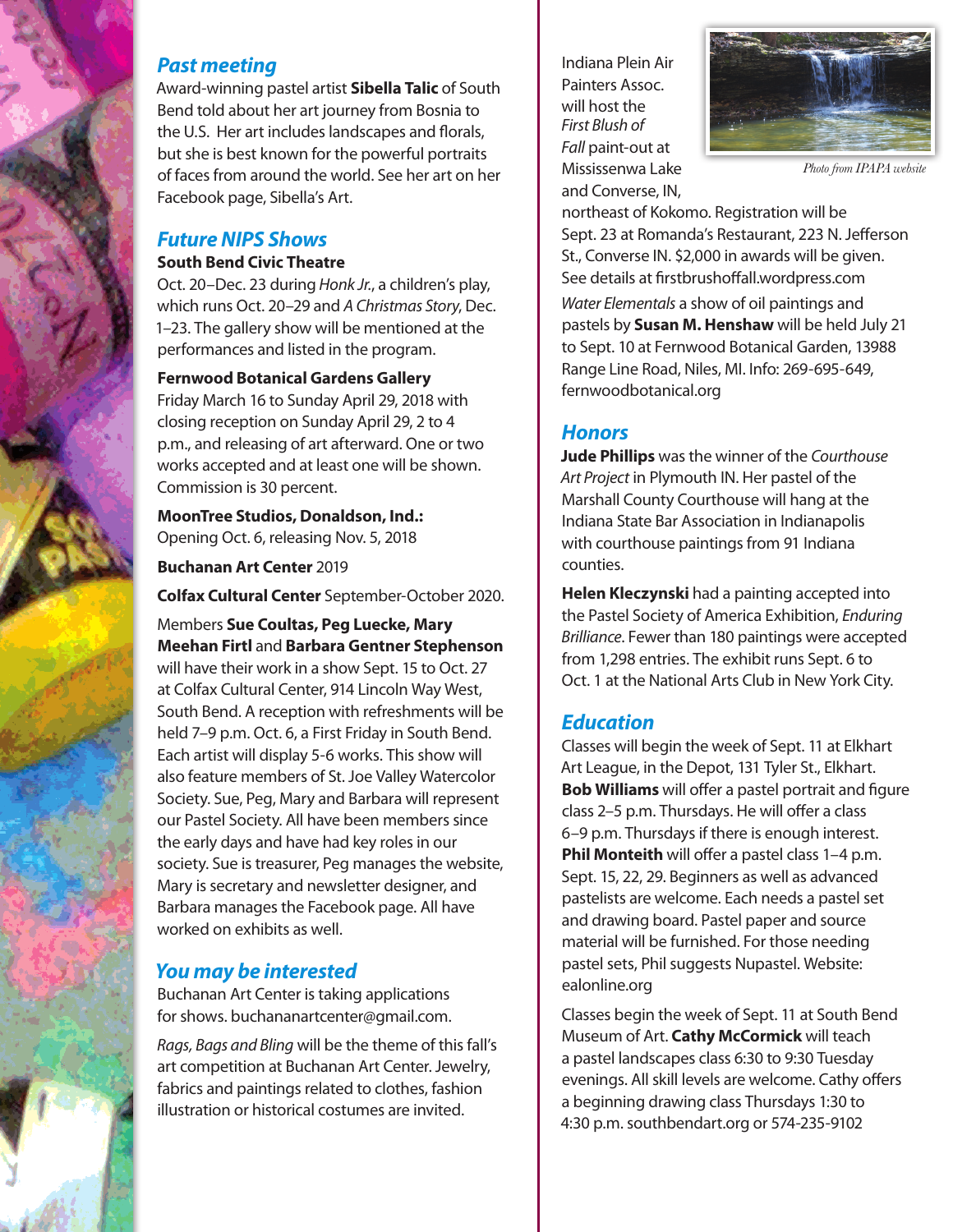## Past meeting

Award-winning pastel artist **Sibella Talic** of South Bend told about her art journey from Bosnia to the U.S. Her art includes landscapes and florals, but she is best known for the powerful portraits of faces from around the world. See her art on her Facebook page, Sibella's Art.

## Future NIPS Shows

**South Bend Civic Theatre**
Oct. 20–Dec. 23 during *Honk Jr.*, a children's play, which runs Oct. 20–29 and *A Christmas Story*, Dec. 1–23. The gallery show will be mentioned at the performances and listed in the program.

**Fernwood Botanical Gardens Gallery**
Friday March 16 to Sunday April 29, 2018 with closing reception on Sunday April 29, 2 to 4 p.m., and releasing of art afterward. One or two works accepted and at least one will be shown. Commission is 30 percent.

**MoonTree Studios, Donaldson, Ind.:**
Opening Oct. 6, releasing Nov. 5, 2018

**Buchanan Art Center** 2019

**Colfax Cultural Center** September-October 2020.

Members **Sue Coultas, Peg Luecke, Mary Meehan Firtl** and **Barbara Gentner Stephenson** will have their work in a show Sept. 15 to Oct. 27 at Colfax Cultural Center, 914 Lincoln Way West, South Bend. A reception with refreshments will be held 7–9 p.m. Oct. 6, a First Friday in South Bend. Each artist will display 5-6 works. This show will also feature members of St. Joe Valley Watercolor Society. Sue, Peg, Mary and Barbara will represent our Pastel Society. All have been members since the early days and have had key roles in our society. Sue is treasurer, Peg manages the website, Mary is secretary and newsletter designer, and Barbara manages the Facebook page. All have worked on exhibits as well.

## You may be interested

Buchanan Art Center is taking applications for shows. buchananartcenter@gmail.com.

*Rags, Bags and Bling* will be the theme of this fall's art competition at Buchanan Art Center. Jewelry, fabrics and paintings related to clothes, fashion illustration or historical costumes are invited.

Indiana Plein Air Painters Assoc. will host the *First Blush of Fall* paint-out at Mississenwa Lake and Converse, IN, northeast of Kokomo. Registration will be Sept. 23 at Romanda's Restaurant, 223 N. Jefferson St., Converse IN. $2,000 in awards will be given. See details at firstbrushoffall.wordpress.com

*Photo from IPAPA website*

*Water Elementals* a show of oil paintings and pastels by **Susan M. Henshaw** will be held July 21 to Sept. 10 at Fernwood Botanical Garden, 13988 Range Line Road, Niles, MI. Info: 269-695-649, fernwoodbotanical.org

## Honors

**Jude Phillips** was the winner of the *Courthouse Art Project* in Plymouth IN. Her pastel of the Marshall County Courthouse will hang at the Indiana State Bar Association in Indianapolis with courthouse paintings from 91 Indiana counties.

**Helen Kleczynski** had a painting accepted into the Pastel Society of America Exhibition, *Enduring Brilliance*. Fewer than 180 paintings were accepted from 1,298 entries. The exhibit runs Sept. 6 to Oct. 1 at the National Arts Club in New York City.

## Education

Classes will begin the week of Sept. 11 at Elkhart Art League, in the Depot, 131 Tyler St., Elkhart. **Bob Williams** will offer a pastel portrait and figure class 2–5 p.m. Thursdays. He will offer a class 6–9 p.m. Thursdays if there is enough interest. **Phil Monteith** will offer a pastel class 1–4 p.m. Sept. 15, 22, 29. Beginners as well as advanced pastelists are welcome. Each needs a pastel set and drawing board. Pastel paper and source material will be furnished. For those needing pastel sets, Phil suggests Nupastel. Website: ealonline.org

Classes begin the week of Sept. 11 at South Bend Museum of Art. **Cathy McCormick** will teach a pastel landscapes class 6:30 to 9:30 Tuesday evenings. All skill levels are welcome. Cathy offers a beginning drawing class Thursdays 1:30 to 4:30 p.m. southbendart.org or 574-235-9102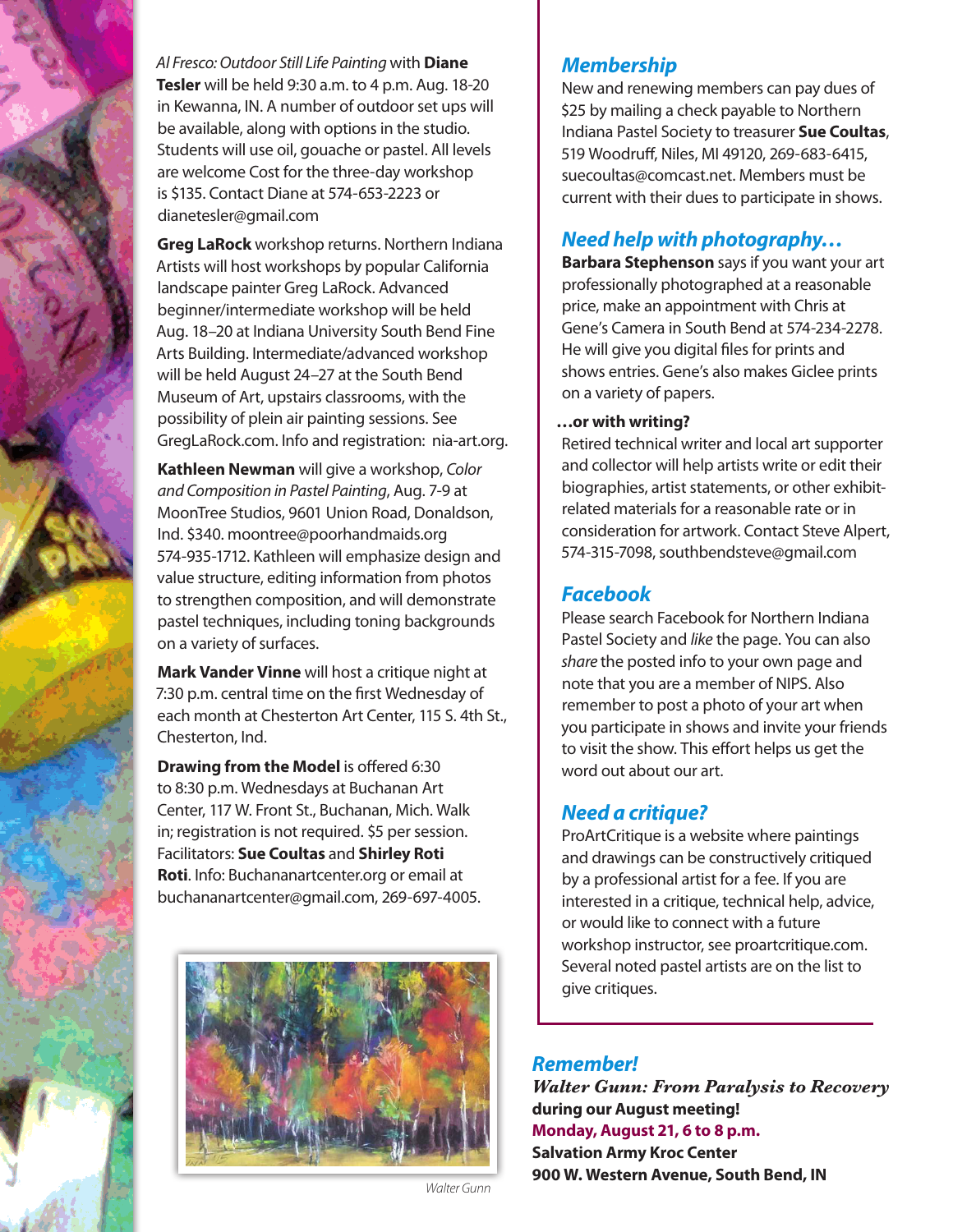*Al Fresco: Outdoor Still Life Painting* with **Diane Tesler** will be held 9:30 a.m. to 4 p.m. Aug. 18-20 in Kewanna, IN. A number of outdoor set ups will be available, along with options in the studio. Students will use oil, gouache or pastel. All levels are welcome Cost for the three-day workshop is $135. Contact Diane at 574-653-2223 or dianetesler@gmail.com

**Greg LaRock** workshop returns. Northern Indiana Artists will host workshops by popular California landscape painter Greg LaRock. Advanced beginner/intermediate workshop will be held Aug. 18–20 at Indiana University South Bend Fine Arts Building. Intermediate/advanced workshop will be held August 24–27 at the South Bend Museum of Art, upstairs classrooms, with the possibility of plein air painting sessions. See GregLaRock.com. Info and registration: nia-art.org.

**Kathleen Newman** will give a workshop, *Color and Composition in Pastel Painting*, Aug. 7-9 at MoonTree Studios, 9601 Union Road, Donaldson, Ind. $340. moontree@poorhandmaids.org 574-935-1712. Kathleen will emphasize design and value structure, editing information from photos to strengthen composition, and will demonstrate pastel techniques, including toning backgrounds on a variety of surfaces.

**Mark Vander Vinne** will host a critique night at 7:30 p.m. central time on the first Wednesday of each month at Chesterton Art Center, 115 S. 4th St., Chesterton, Ind.

**Drawing from the Model** is offered 6:30 to 8:30 p.m. Wednesdays at Buchanan Art Center, 117 W. Front St., Buchanan, Mich. Walk in; registration is not required. $5 per session. Facilitators: **Sue Coultas** and **Shirley Roti Roti**. Info: Buchananartcenter.org or email at buchananartcenter@gmail.com, 269-697-4005.

*Walter Gunn*

## *Membership*

New and renewing members can pay dues of $25 by mailing a check payable to Northern Indiana Pastel Society to treasurer **Sue Coultas**, 519 Woodruff, Niles, MI 49120, 269-683-6415, suecoultas@comcast.net. Members must be current with their dues to participate in shows.

## *Need help with photography…*

**Barbara Stephenson** says if you want your art professionally photographed at a reasonable price, make an appointment with Chris at Gene's Camera in South Bend at 574-234-2278. He will give you digital files for prints and shows entries. Gene's also makes Giclee prints on a variety of papers.

**…or with writing?**

Retired technical writer and local art supporter and collector will help artists write or edit their biographies, artist statements, or other exhibit-related materials for a reasonable rate or in consideration for artwork. Contact Steve Alpert, 574-315-7098, southbendsteve@gmail.com

## *Facebook*

Please search Facebook for Northern Indiana Pastel Society and *like* the page. You can also *share* the posted info to your own page and note that you are a member of NIPS. Also remember to post a photo of your art when you participate in shows and invite your friends to visit the show. This effort helps us get the word out about our art.

## *Need a critique?*

ProArtCritique is a website where paintings and drawings can be constructively critiqued by a professional artist for a fee. If you are interested in a critique, technical help, advice, or would like to connect with a future workshop instructor, see proartcritique.com. Several noted pastel artists are on the list to give critiques.

## *Remember!*

***Walter Gunn: From Paralysis to Recovery***
**during our August meeting!**
**Monday, August 21, 6 to 8 p.m.**
**Salvation Army Kroc Center**
**900 W. Western Avenue, South Bend, IN**